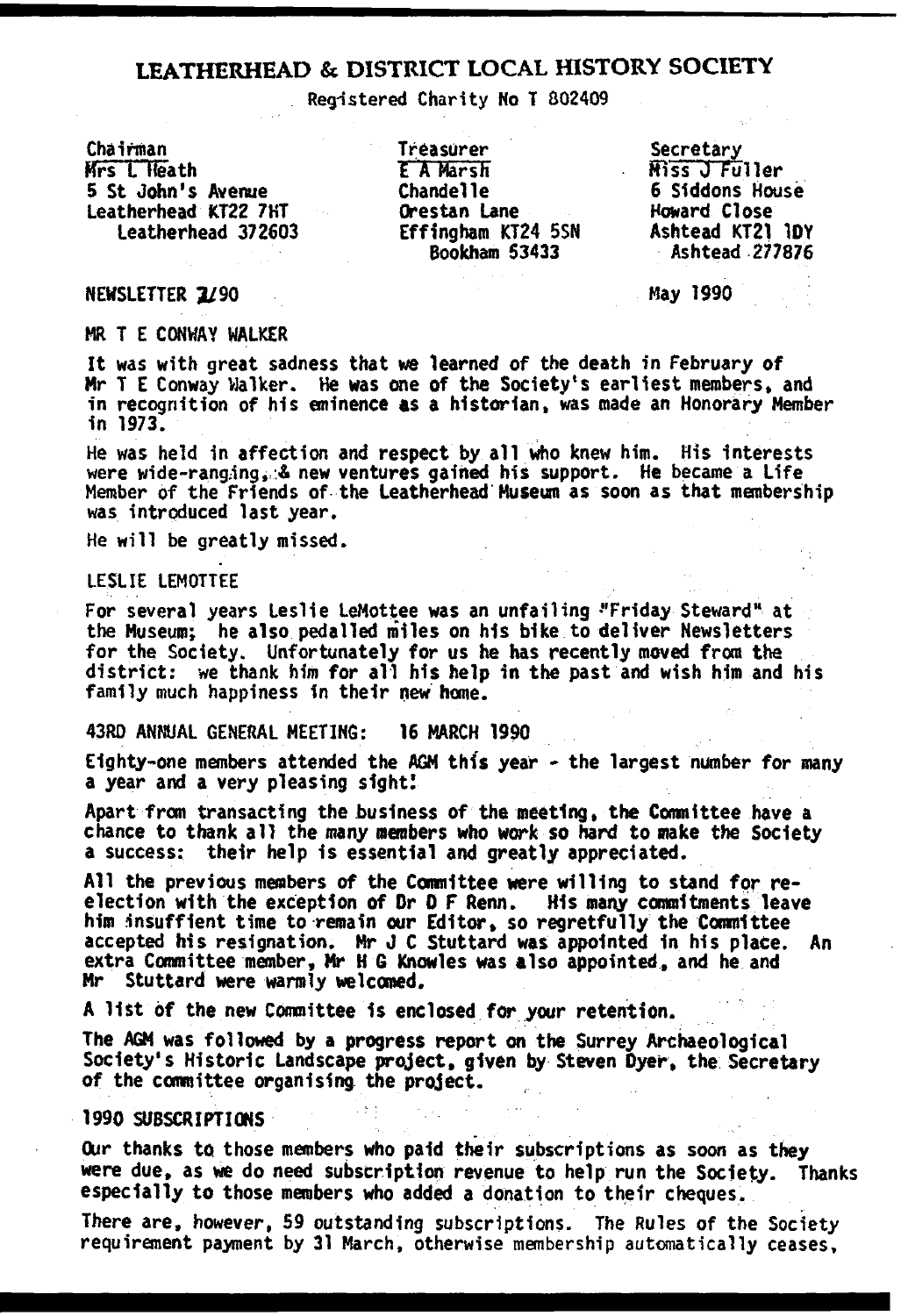# LEATHERHEAD & DISTRICT LOCAL HISTORY SOCIETY

Registered Charity No T 802409

| Chairman | Treasurer | Secretary |
|---|---|---|
| Mrs L Heath | E A Marsh | Miss J Fuller |
| 5 St John's Avenue | Chandelle | 6 Siddons House |
| Leatherhead KT22 7HT | Orestan Lane | Howard Close |
| Leatherhead 372603 | Effingham KT24 5SN | Ashtead KT21 1DY |
| | Bookham 53433 | Ashtead 277876 |

NEWSLETTER 2/90 — May 1990

## MR T E CONWAY WALKER

It was with great sadness that we learned of the death in February of Mr T E Conway Walker. He was one of the Society's earliest members, and in recognition of his eminence as a historian, was made an Honorary Member in 1973.

He was held in affection and respect by all who knew him. His interests were wide-ranging, & new ventures gained his support. He became a Life Member of the Friends of the Leatherhead Museum as soon as that membership was introduced last year.

He will be greatly missed.

## LESLIE LEMOTTEE

For several years Leslie LeMottee was an unfailing "Friday Steward" at the Museum; he also pedalled miles on his bike to deliver Newsletters for the Society. Unfortunately for us he has recently moved from the district: we thank him for all his help in the past and wish him and his family much happiness in their new home.

## 43RD ANNUAL GENERAL MEETING: 16 MARCH 1990

Eighty-one members attended the AGM this year - the largest number for many a year and a very pleasing sight!

Apart from transacting the business of the meeting, the Committee have a chance to thank all the many members who work so hard to make the Society a success: their help is essential and greatly appreciated.

All the previous members of the Committee were willing to stand for re-election with the exception of Dr D F Renn. His many commitments leave him insuffient time to remain our Editor, so regretfully the Committee accepted his resignation. Mr J C Stuttard was appointed in his place. An extra Committee member, Mr H G Knowles was also appointed, and he and Mr Stuttard were warmly welcomed.

A list of the new Committee is enclosed for your retention.

The AGM was followed by a progress report on the Surrey Archaeological Society's Historic Landscape project, given by Steven Dyer, the Secretary of the committee organising the project.

## 1990 SUBSCRIPTIONS

Our thanks to those members who paid their subscriptions as soon as they were due, as we do need subscription revenue to help run the Society. Thanks especially to those members who added a donation to their cheques.

There are, however, 59 outstanding subscriptions. The Rules of the Society requirement payment by 31 March, otherwise membership automatically ceases,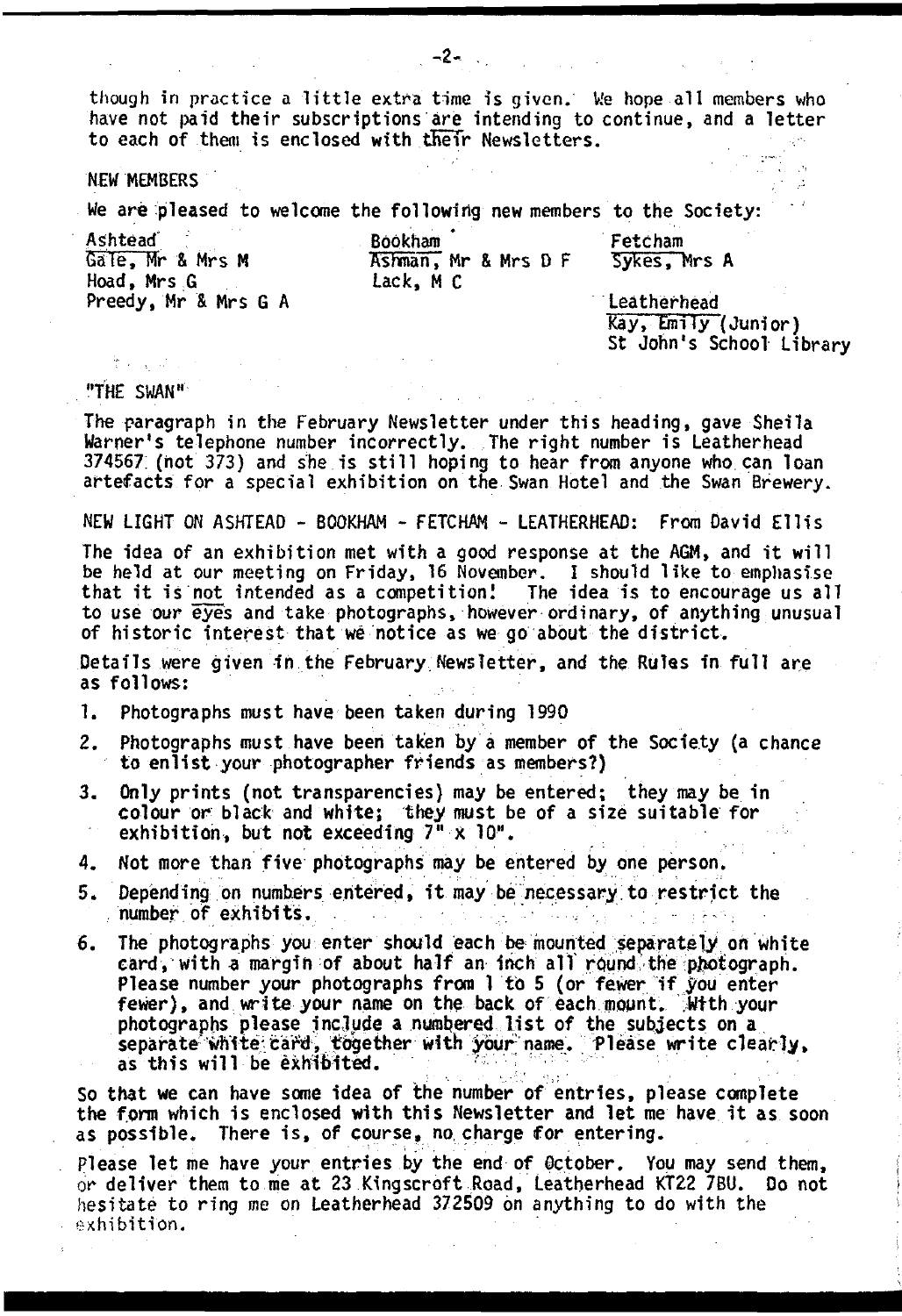though in practice a little extra time is given. We hope all members who have not paid their subscriptions are intending to continue, and a letter to each of them is enclosed with their Newsletters.

## NEW MEMBERS

We are pleased to welcome the following new members to the Society:

| Ashtead | Bookham | Fetcham |
|---|---|---|
| Gale, Mr & Mrs M | Ashman, Mr & Mrs D F | Sykes, Mrs A |
| Hoad, Mrs G | Lack, M C | |
| Preedy, Mr & Mrs G A | | **Leatherhead** |
| | | Kay, Emily (Junior) |
| | | St John's School Library |

## "THE SWAN"

The paragraph in the February Newsletter under this heading, gave Sheila Warner's telephone number incorrectly. The right number is Leatherhead 374567 (not 373) and she is still hoping to hear from anyone who can loan artefacts for a special exhibition on the Swan Hotel and the Swan Brewery.

## NEW LIGHT ON ASHTEAD - BOOKHAM - FETCHAM - LEATHERHEAD: From David Ellis

The idea of an exhibition met with a good response at the AGM, and it will be held at our meeting on Friday, 16 November. I should like to emphasise that it is not intended as a competition! The idea is to encourage us all to use our eyes and take photographs, however ordinary, of anything unusual of historic interest that we notice as we go about the district.

Details were given in the February Newsletter, and the Rules in full are as follows:

1. Photographs must have been taken during 1990
2. Photographs must have been taken by a member of the Society (a chance to enlist your photographer friends as members?)
3. Only prints (not transparencies) may be entered; they may be in colour or black and white; they must be of a size suitable for exhibition, but not exceeding 7" x 10".
4. Not more than five photographs may be entered by one person.
5. Depending on numbers entered, it may be necessary to restrict the number of exhibits.
6. The photographs you enter should each be mounted separately on white card, with a margin of about half an inch all round the photograph. Please number your photographs from 1 to 5 (or fewer if you enter fewer), and write your name on the back of each mount. With your photographs please include a numbered list of the subjects on a separate white card, together with your name. Please write clearly, as this will be exhibited.

So that we can have some idea of the number of entries, please complete the form which is enclosed with this Newsletter and let me have it as soon as possible. There is, of course, no charge for entering.

Please let me have your entries by the end of October. You may send them, or deliver them to me at 23 Kingscroft Road, Leatherhead KT22 7BU. Do not hesitate to ring me on Leatherhead 372509 on anything to do with the exhibition.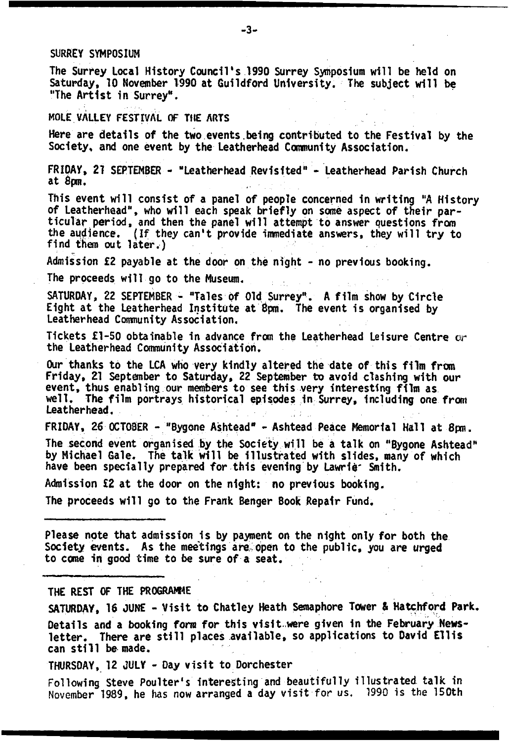## SURREY SYMPOSIUM

The Surrey Local History Council's 1990 Surrey Symposium will be held on Saturday, 10 November 1990 at Guildford University. The subject will be "The Artist in Surrey".

## MOLE VALLEY FESTIVAL OF THE ARTS

Here are details of the two events being contributed to the Festival by the Society, and one event by the Leatherhead Community Association.

FRIDAY, 21 SEPTEMBER - "Leatherhead Revisited" - Leatherhead Parish Church at 8pm.

This event will consist of a panel of people concerned in writing "A History of Leatherhead", who will each speak briefly on some aspect of their particular period, and then the panel will attempt to answer questions from the audience. (If they can't provide immediate answers, they will try to find them out later.)

Admission £2 payable at the door on the night - no previous booking.

The proceeds will go to the Museum.

SATURDAY, 22 SEPTEMBER - "Tales of Old Surrey". A film show by Circle Eight at the Leatherhead Institute at 8pm. The event is organised by Leatherhead Community Association.

Tickets £1-50 obtainable in advance from the Leatherhead Leisure Centre or the Leatherhead Community Association.

Our thanks to the LCA who very kindly altered the date of this film from Friday, 21 September to Saturday, 22 September to avoid clashing with our event, thus enabling our members to see this very interesting film as well. The film portrays historical episodes in Surrey, including one from Leatherhead.

FRIDAY, 26 OCTOBER - "Bygone Ashtead" - Ashtead Peace Memorial Hall at 8pm.

The second event organised by the Society will be a talk on "Bygone Ashtead" by Michael Gale. The talk will be illustrated with slides, many of which have been specially prepared for this evening by Lawrie Smith.

Admission £2 at the door on the night: no previous booking.

The proceeds will go to the Frank Benger Book Repair Fund.

---

Please note that admission is by payment on the night only for both the Society events. As the meetings are open to the public, you are urged to come in good time to be sure of a seat.

---

## THE REST OF THE PROGRAMME

**SATURDAY, 16 JUNE - Visit to Chatley Heath Semaphore Tower & Hatchford Park.**

Details and a booking form for this visit were given in the February Newsletter. There are still places available, so applications to David Ellis can still be made.

THURSDAY, 12 JULY - Day visit to Dorchester

Following Steve Poulter's interesting and beautifully illustrated talk in November 1989, he has now arranged a day visit for us. 1990 is the 150th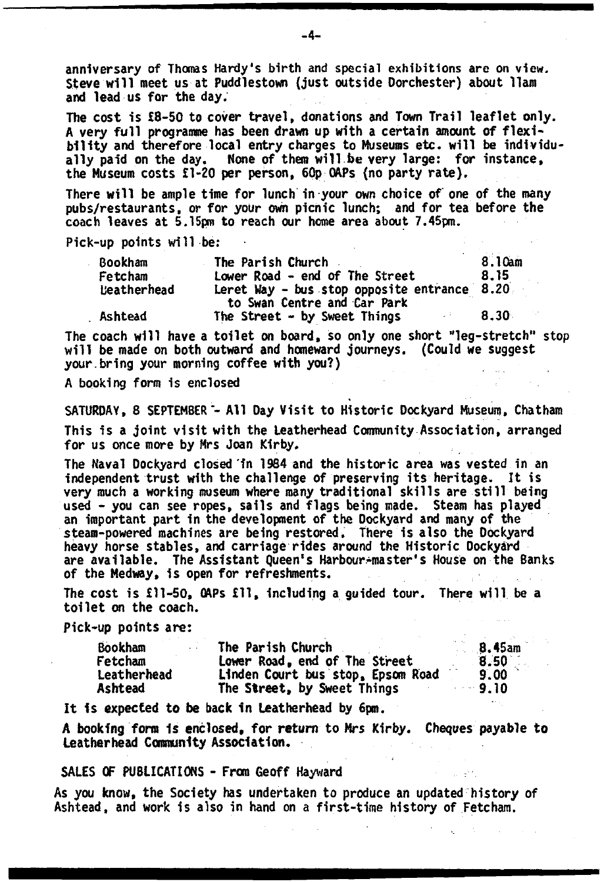anniversary of Thomas Hardy's birth and special exhibitions are on view. Steve will meet us at Puddlestown (just outside Dorchester) about 11am and lead us for the day.

The cost is £8-50 to cover travel, donations and Town Trail leaflet only. A very full programme has been drawn up with a certain amount of flexibility and therefore local entry charges to Museums etc. will be individually paid on the day. None of them will be very large: for instance, the Museum costs £1-20 per person, 60p OAPs (no party rate).

There will be ample time for lunch in your own choice of one of the many pubs/restaurants, or for your own picnic lunch; and for tea before the coach leaves at 5.15pm to reach our home area about 7.45pm.

Pick-up points will be:

| | | |
|---|---|---|
| Bookham | The Parish Church | 8.10am |
| Fetcham | Lower Road - end of The Street | 8.15 |
| Leatherhead | Leret Way - bus stop opposite entrance to Swan Centre and Car Park | 8.20 |
| Ashtead | The Street - by Sweet Things | 8.30 |

The coach will have a toilet on board, so only one short "leg-stretch" stop will be made on both outward and homeward journeys. (Could we suggest your bring your morning coffee with you?)

A booking form is enclosed

SATURDAY, 8 SEPTEMBER - All Day Visit to Historic Dockyard Museum, Chatham

This is a joint visit with the Leatherhead Community Association, arranged for us once more by Mrs Joan Kirby.

The Naval Dockyard closed in 1984 and the historic area was vested in an independent trust with the challenge of preserving its heritage. It is very much a working museum where many traditional skills are still being used - you can see ropes, sails and flags being made. Steam has played an important part in the development of the Dockyard and many of the steam-powered machines are being restored. There is also the Dockyard heavy horse stables, and carriage rides around the Historic Dockyard are available. The Assistant Queen's Harbour-master's House on the Banks of the Medway, is open for refreshments.

The cost is £11-50, OAPs £11, including a guided tour. There will be a toilet on the coach.

Pick-up points are:

| | | |
|---|---|---|
| Bookham | The Parish Church | 8.45am |
| Fetcham | Lower Road, end of The Street | 8.50 |
| Leatherhead | Linden Court bus stop, Epsom Road | 9.00 |
| Ashtead | The Street, by Sweet Things | 9.10 |

It is expected to be back in Leatherhead by 6pm.

**A booking form is enclosed, for return to Mrs Kirby. Cheques payable to Leatherhead Community Association.**

SALES OF PUBLICATIONS - From Geoff Hayward

As you know, the Society has undertaken to produce an updated history of Ashtead, and work is also in hand on a first-time history of Fetcham.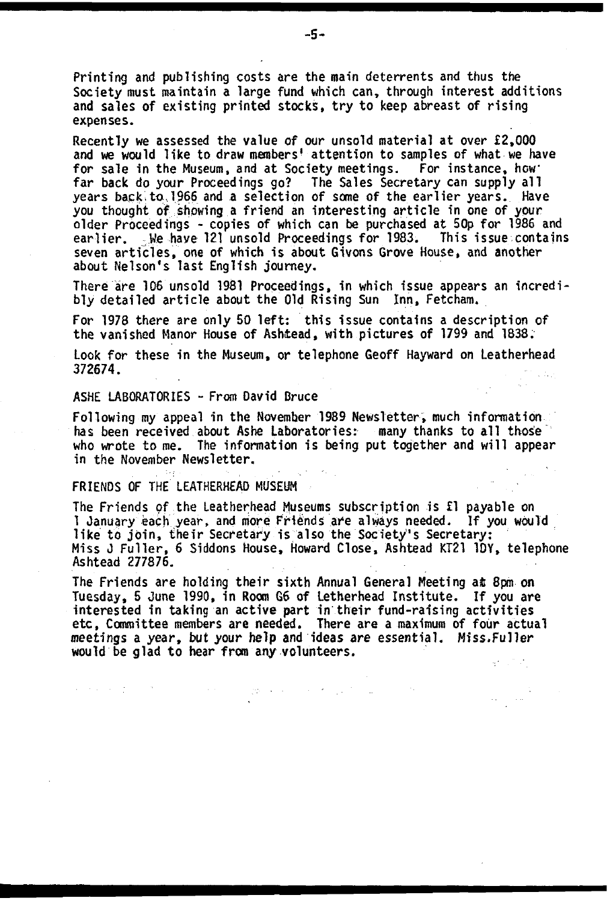Printing and publishing costs are the main deterrents and thus the Society must maintain a large fund which can, through interest additions and sales of existing printed stocks, try to keep abreast of rising expenses.

Recently we assessed the value of our unsold material at over £2,000 and we would like to draw members' attention to samples of what we have for sale in the Museum, and at Society meetings. For instance, how far back do your Proceedings go? The Sales Secretary can supply all years back to 1966 and a selection of some of the earlier years. Have you thought of showing a friend an interesting article in one of your older Proceedings - copies of which can be purchased at 50p for 1986 and earlier. We have 121 unsold Proceedings for 1983. This issue contains seven articles, one of which is about Givons Grove House, and another about Nelson's last English journey.

There are 106 unsold 1981 Proceedings, in which issue appears an incredibly detailed article about the Old Rising Sun Inn, Fetcham.

For 1978 there are only 50 left: this issue contains a description of the vanished Manor House of Ashtead, with pictures of 1799 and 1838.

Look for these in the Museum, or telephone Geoff Hayward on Leatherhead 372674.

## ASHE LABORATORIES - From David Bruce

Following my appeal in the November 1989 Newsletter, much information has been received about Ashe Laboratories: many thanks to all those who wrote to me. The information is being put together and will appear in the November Newsletter.

## FRIENDS OF THE LEATHERHEAD MUSEUM

The Friends of the Leatherhead Museums subscription is £1 payable on 1 January each year, and more Friends are always needed. If you would like to join, their Secretary is also the Society's Secretary: Miss J Fuller, 6 Siddons House, Howard Close, Ashtead KT21 1DY, telephone Ashtead 277876.

The Friends are holding their sixth Annual General Meeting at 8pm on Tuesday, 5 June 1990, in Room G6 of Letherhead Institute. If you are interested in taking an active part in their fund-raising activities etc, Committee members are needed. There are a maximum of four actual meetings a year, but your help and ideas are essential. Miss Fuller would be glad to hear from any volunteers.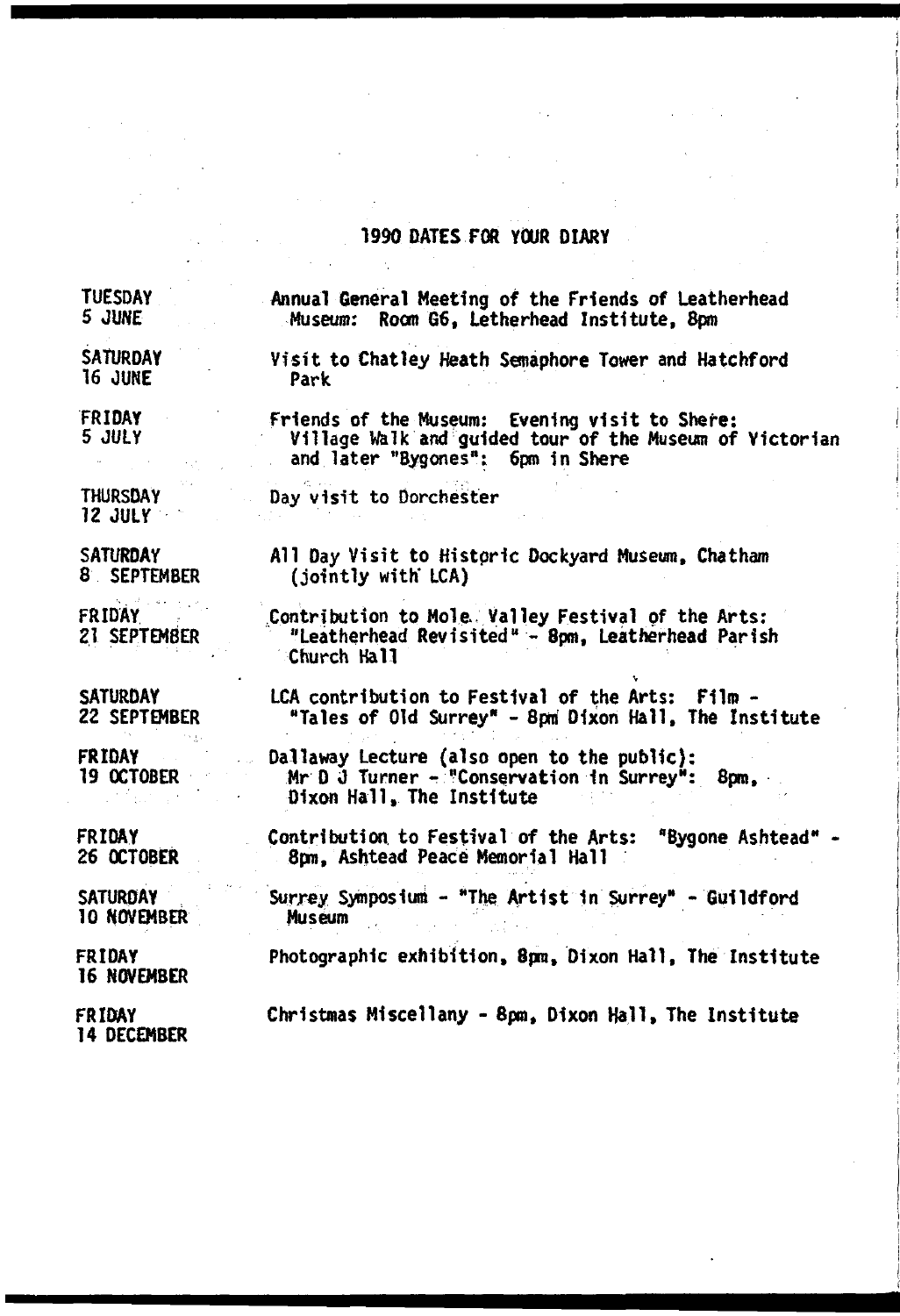## 1990 DATES FOR YOUR DIARY

| | |
|---|---|
| TUESDAY 5 JUNE | Annual General Meeting of the Friends of Leatherhead Museum: Room G6, Letherhead Institute, 8pm |
| SATURDAY 16 JUNE | Visit to Chatley Heath Semaphore Tower and Hatchford Park |
| FRIDAY 5 JULY | Friends of the Museum: Evening visit to Shere: Village Walk and guided tour of the Museum of Victorian and later "Bygones": 6pm in Shere |
| THURSDAY 12 JULY | Day visit to Dorchester |
| SATURDAY 8 SEPTEMBER | All Day Visit to Historic Dockyard Museum, Chatham (jointly with LCA) |
| FRIDAY 21 SEPTEMBER | Contribution to Mole Valley Festival of the Arts: "Leatherhead Revisited" - 8pm, Leatherhead Parish Church Hall |
| SATURDAY 22 SEPTEMBER | LCA contribution to Festival of the Arts: Film - "Tales of Old Surrey" - 8pm Dixon Hall, The Institute |
| FRIDAY 19 OCTOBER | Dallaway Lecture (also open to the public): Mr D J Turner - "Conservation in Surrey": 8pm, Dixon Hall, The Institute |
| FRIDAY 26 OCTOBER | Contribution to Festival of the Arts: "Bygone Ashtead" - 8pm, Ashtead Peace Memorial Hall |
| SATURDAY 10 NOVEMBER | Surrey Symposium - "The Artist in Surrey" - Guildford Museum |
| FRIDAY 16 NOVEMBER | Photographic exhibition, 8pm, Dixon Hall, The Institute |
| FRIDAY 14 DECEMBER | Christmas Miscellany - 8pm, Dixon Hall, The Institute |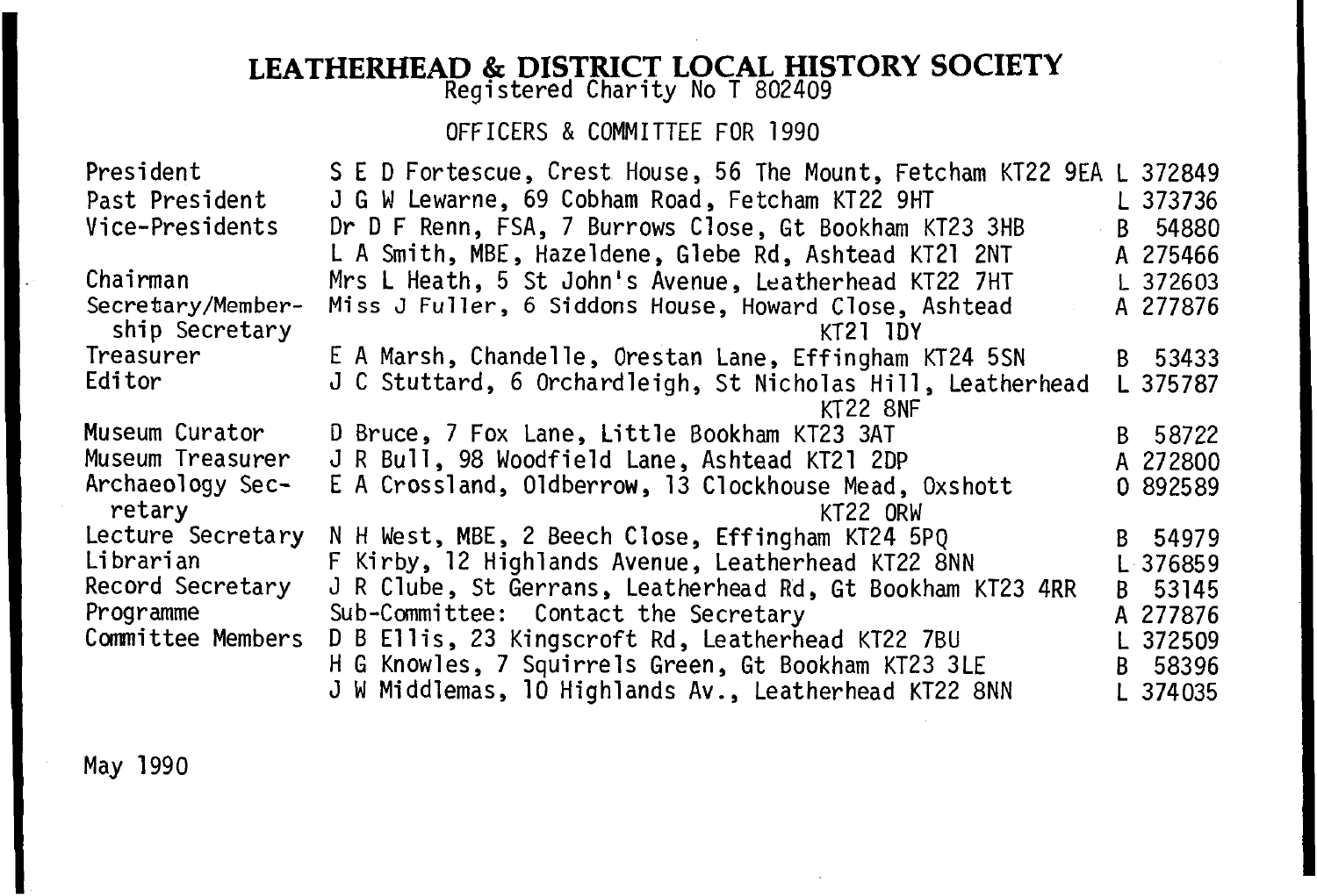# LEATHERHEAD & DISTRICT LOCAL HISTORY SOCIETY

Registered Charity No T 802409

## OFFICERS & COMMITTEE FOR 1990

| | | |
|---|---|---|
| President | S E D Fortescue, Crest House, 56 The Mount, Fetcham KT22 9EA | L 372849 |
| Past President | J G W Lewarne, 69 Cobham Road, Fetcham KT22 9HT | L 373736 |
| Vice-Presidents | Dr D F Renn, FSA, 7 Burrows Close, Gt Bookham KT23 3HB | B 54880 |
| | L A Smith, MBE, Hazeldene, Glebe Rd, Ashtead KT21 2NT | A 275466 |
| Chairman | Mrs L Heath, 5 St John's Avenue, Leatherhead KT22 7HT | L 372603 |
| Secretary/Membership Secretary | Miss J Fuller, 6 Siddons House, Howard Close, Ashtead KT21 1DY | A 277876 |
| Treasurer | E A Marsh, Chandelle, Orestan Lane, Effingham KT24 5SN | B 53433 |
| Editor | J C Stuttard, 6 Orchardleigh, St Nicholas Hill, Leatherhead KT22 8NF | L 375787 |
| Museum Curator | D Bruce, 7 Fox Lane, Little Bookham KT23 3AT | B 58722 |
| Museum Treasurer | J R Bull, 98 Woodfield Lane, Ashtead KT21 2DP | A 272800 |
| Archaeology Secretary | E A Crossland, Oldberrow, 13 Clockhouse Mead, Oxshott KT22 0RW | O 892589 |
| Lecture Secretary | N H West, MBE, 2 Beech Close, Effingham KT24 5PQ | B 54979 |
| Librarian | F Kirby, 12 Highlands Avenue, Leatherhead KT22 8NN | L 376859 |
| Record Secretary | J R Clube, St Gerrans, Leatherhead Rd, Gt Bookham KT23 4RR | B 53145 |
| Programme | Sub-Committee: Contact the Secretary | A 277876 |
| Committee Members | D B Ellis, 23 Kingscroft Rd, Leatherhead KT22 7BU | L 372509 |
| | H G Knowles, 7 Squirrels Green, Gt Bookham KT23 3LE | B 58396 |
| | J W Middlemas, 10 Highlands Av., Leatherhead KT22 8NN | L 374035 |

May 1990